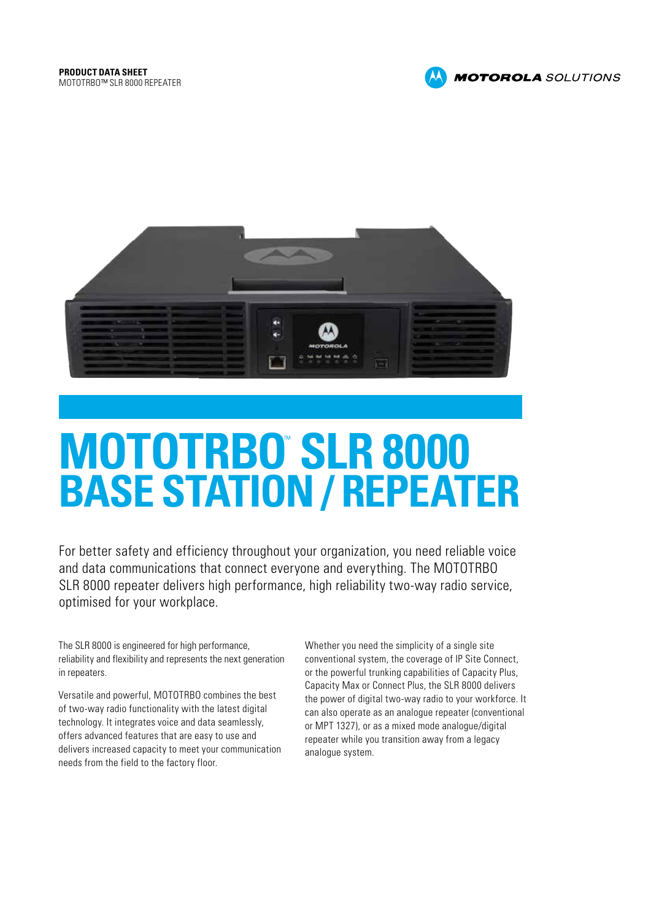**PRODUCT DATA SHEET**
MOTOTRBO™ SLR 8000 REPEATER

# MOTOTRBO™ SLR 8000 BASE STATION / REPEATER

For better safety and efficiency throughout your organization, you need reliable voice and data communications that connect everyone and everything. The MOTOTRBO SLR 8000 repeater delivers high performance, high reliability two-way radio service, optimised for your workplace.

The SLR 8000 is engineered for high performance, reliability and flexibility and represents the next generation in repeaters.

Versatile and powerful, MOTOTRBO combines the best of two-way radio functionality with the latest digital technology. It integrates voice and data seamlessly, offers advanced features that are easy to use and delivers increased capacity to meet your communication needs from the field to the factory floor.

Whether you need the simplicity of a single site conventional system, the coverage of IP Site Connect, or the powerful trunking capabilities of Capacity Plus, Capacity Max or Connect Plus, the SLR 8000 delivers the power of digital two-way radio to your workforce. It can also operate as an analogue repeater (conventional or MPT 1327), or as a mixed mode analogue/digital repeater while you transition away from a legacy analogue system.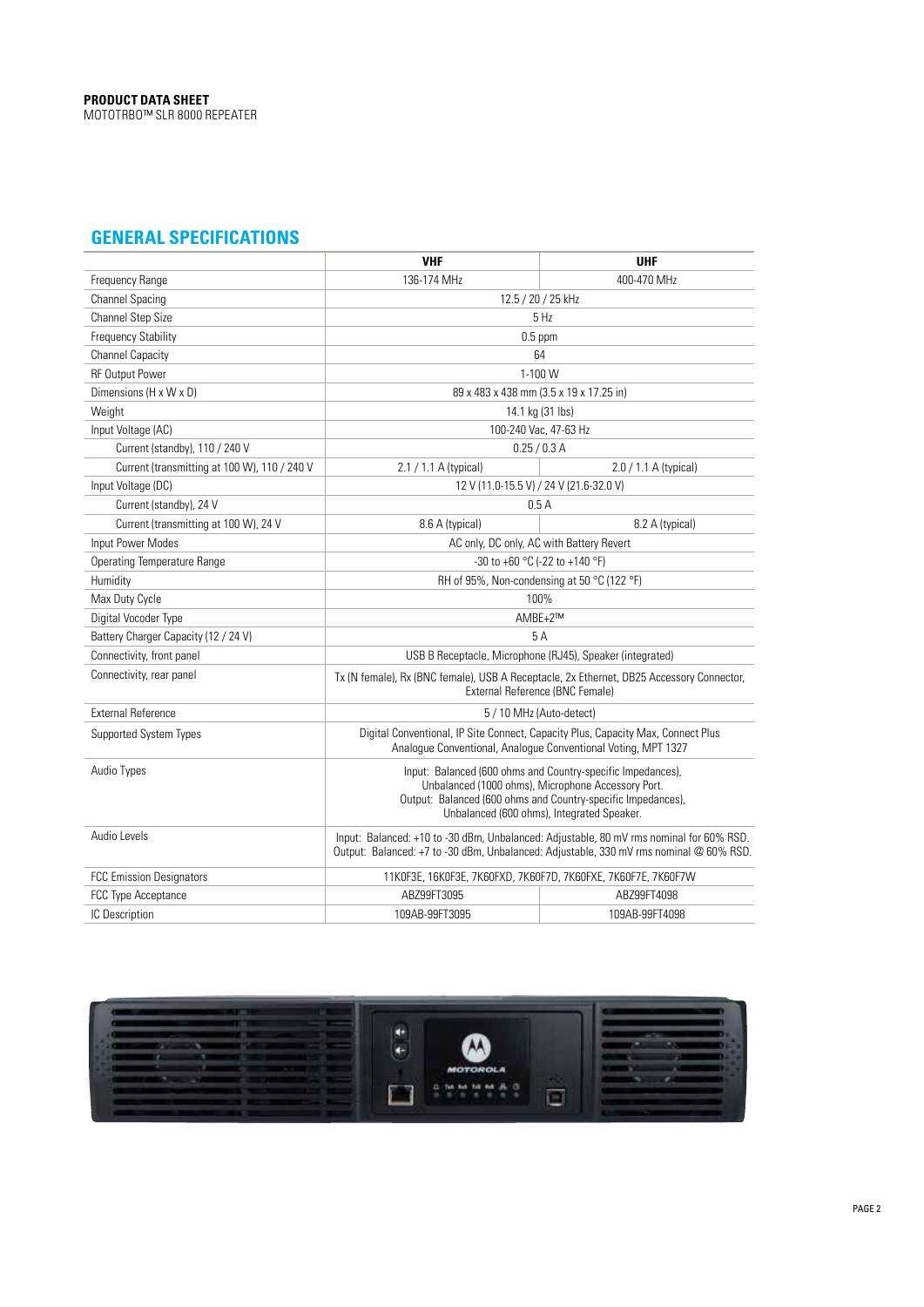**PRODUCT DATA SHEET**
MOTOTRBO™ SLR 8000 REPEATER

## GENERAL SPECIFICATIONS

| | VHF | UHF |
|---|---|---|
| Frequency Range | 136-174 MHz | 400-470 MHz |
| Channel Spacing | 12.5 / 20 / 25 kHz | |
| Channel Step Size | 5 Hz | |
| Frequency Stability | 0.5 ppm | |
| Channel Capacity | 64 | |
| RF Output Power | 1-100 W | |
| Dimensions (H x W x D) | 89 x 483 x 438 mm (3.5 x 19 x 17.25 in) | |
| Weight | 14.1 kg (31 lbs) | |
| Input Voltage (AC) | 100-240 Vac, 47-63 Hz | |
| Current (standby), 110 / 240 V | 0.25 / 0.3 A | |
| Current (transmitting at 100 W), 110 / 240 V | 2.1 / 1.1 A (typical) | 2.0 / 1.1 A (typical) |
| Input Voltage (DC) | 12 V (11.0-15.5 V) / 24 V (21.6-32.0 V) | |
| Current (standby), 24 V | 0.5 A | |
| Current (transmitting at 100 W), 24 V | 8.6 A (typical) | 8.2 A (typical) |
| Input Power Modes | AC only, DC only, AC with Battery Revert | |
| Operating Temperature Range | -30 to +60 °C (-22 to +140 °F) | |
| Humidity | RH of 95%, Non-condensing at 50 °C (122 °F) | |
| Max Duty Cycle | 100% | |
| Digital Vocoder Type | AMBE+2™ | |
| Battery Charger Capacity (12 / 24 V) | 5 A | |
| Connectivity, front panel | USB B Receptacle, Microphone (RJ45), Speaker (integrated) | |
| Connectivity, rear panel | Tx (N female), Rx (BNC female), USB A Receptacle, 2x Ethernet, DB25 Accessory Connector, External Reference (BNC Female) | |
| External Reference | 5 / 10 MHz (Auto-detect) | |
| Supported System Types | Digital Conventional, IP Site Connect, Capacity Plus, Capacity Max, Connect Plus Analogue Conventional, Analogue Conventional Voting, MPT 1327 | |
| Audio Types | Input: Balanced (600 ohms and Country-specific Impedances), Unbalanced (1000 ohms), Microphone Accessory Port. Output: Balanced (600 ohms and Country-specific Impedances), Unbalanced (600 ohms), Integrated Speaker. | |
| Audio Levels | Input: Balanced: +10 to -30 dBm, Unbalanced: Adjustable, 80 mV rms nominal for 60% RSD. Output: Balanced: +7 to -30 dBm, Unbalanced: Adjustable, 330 mV rms nominal @ 60% RSD. | |
| FCC Emission Designators | 11K0F3E, 16K0F3E, 7K60FXD, 7K60F7D, 7K60FXE, 7K60F7E, 7K60F7W | |
| FCC Type Acceptance | ABZ99FT3095 | ABZ99FT4098 |
| IC Description | 109AB-99FT3095 | 109AB-99FT4098 |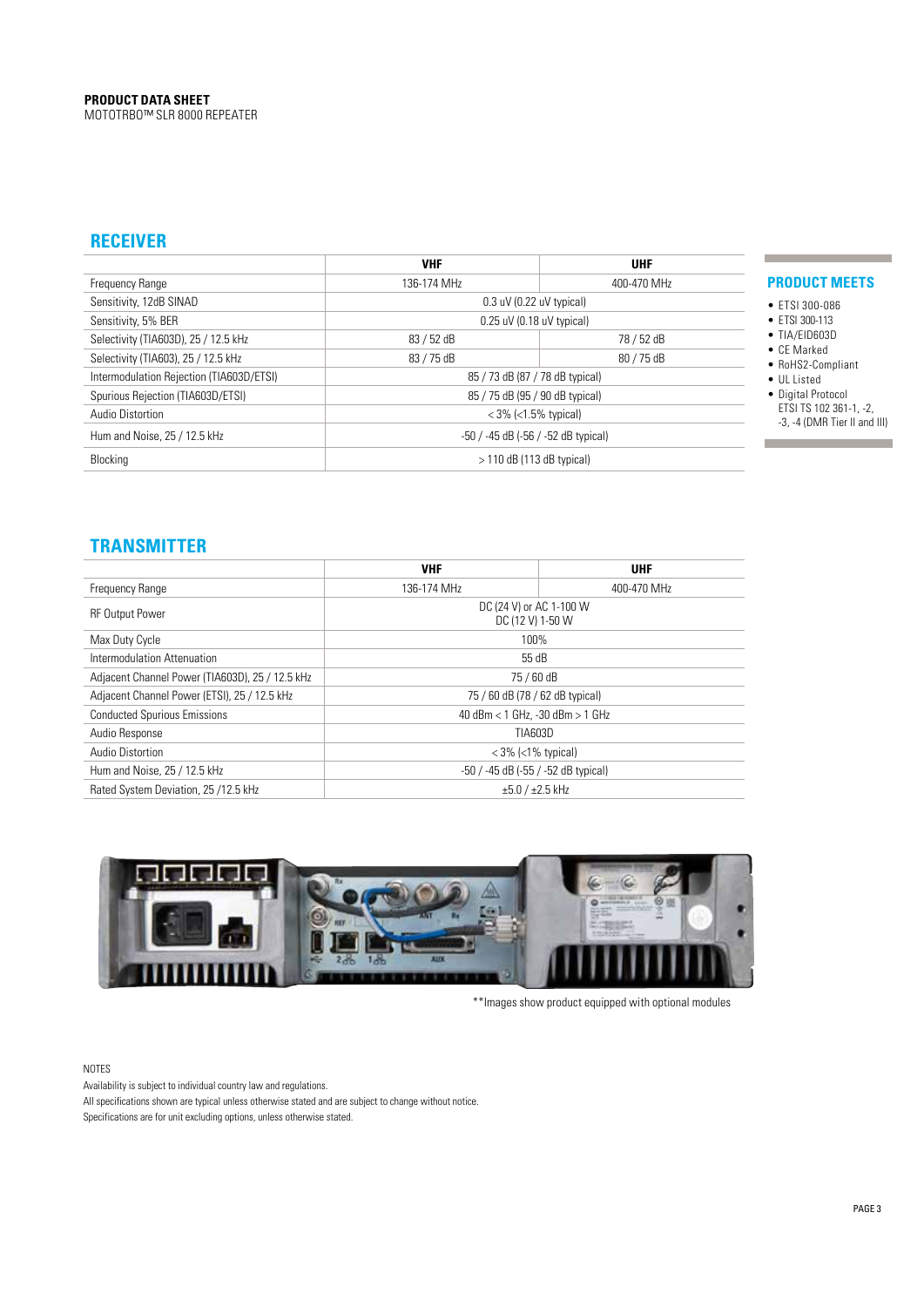**PRODUCT DATA SHEET**
MOTOTRBO™ SLR 8000 REPEATER

## RECEIVER

| | VHF | UHF |
|---|---|---|
| Frequency Range | 136-174 MHz | 400-470 MHz |
| Sensitivity, 12dB SINAD | 0.3 uV (0.22 uV typical) | |
| Sensitivity, 5% BER | 0.25 uV (0.18 uV typical) | |
| Selectivity (TIA603D), 25 / 12.5 kHz | 83 / 52 dB | 78 / 52 dB |
| Selectivity (TIA603), 25 / 12.5 kHz | 83 / 75 dB | 80 / 75 dB |
| Intermodulation Rejection (TIA603D/ETSI) | 85 / 73 dB (87 / 78 dB typical) | |
| Spurious Rejection (TIA603D/ETSI) | 85 / 75 dB (95 / 90 dB typical) | |
| Audio Distortion | < 3% (<1.5% typical) | |
| Hum and Noise, 25 / 12.5 kHz | -50 / -45 dB (-56 / -52 dB typical) | |
| Blocking | > 110 dB (113 dB typical) | |

## PRODUCT MEETS

- ETSI 300-086
- ETSI 300-113
- TIA/EID603D
- CE Marked
- RoHS2-Compliant
- UL Listed
- Digital Protocol ETSI TS 102 361-1, -2, -3, -4 (DMR Tier II and III)

## TRANSMITTER

| | VHF | UHF |
|---|---|---|
| Frequency Range | 136-174 MHz | 400-470 MHz |
| RF Output Power | DC (24 V) or AC 1-100 W<br>DC (12 V) 1-50 W | |
| Max Duty Cycle | 100% | |
| Intermodulation Attenuation | 55 dB | |
| Adjacent Channel Power (TIA603D), 25 / 12.5 kHz | 75 / 60 dB | |
| Adjacent Channel Power (ETSI), 25 / 12.5 kHz | 75 / 60 dB (78 / 62 dB typical) | |
| Conducted Spurious Emissions | 40 dBm < 1 GHz, -30 dBm > 1 GHz | |
| Audio Response | TIA603D | |
| Audio Distortion | < 3% (<1% typical) | |
| Hum and Noise, 25 / 12.5 kHz | -50 / -45 dB (-55 / -52 dB typical) | |
| Rated System Deviation, 25 /12.5 kHz | ±5.0 / ±2.5 kHz | |

**Images show product equipped with optional modules

NOTES

Availability is subject to individual country law and regulations.

All specifications shown are typical unless otherwise stated and are subject to change without notice.

Specifications are for unit excluding options, unless otherwise stated.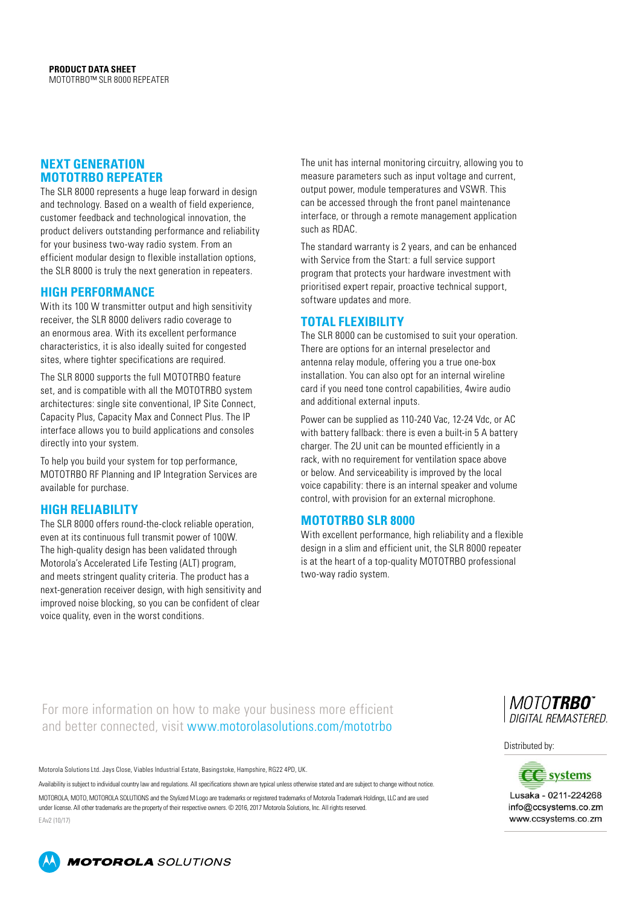## NEXT GENERATION MOTOTRBO REPEATER

The SLR 8000 represents a huge leap forward in design and technology. Based on a wealth of field experience, customer feedback and technological innovation, the product delivers outstanding performance and reliability for your business two-way radio system. From an efficient modular design to flexible installation options, the SLR 8000 is truly the next generation in repeaters.

## HIGH PERFORMANCE

With its 100 W transmitter output and high sensitivity receiver, the SLR 8000 delivers radio coverage to an enormous area. With its excellent performance characteristics, it is also ideally suited for congested sites, where tighter specifications are required.

The SLR 8000 supports the full MOTOTRBO feature set, and is compatible with all the MOTOTRBO system architectures: single site conventional, IP Site Connect, Capacity Plus, Capacity Max and Connect Plus. The IP interface allows you to build applications and consoles directly into your system.

To help you build your system for top performance, MOTOTRBO RF Planning and IP Integration Services are available for purchase.

## HIGH RELIABILITY

The SLR 8000 offers round-the-clock reliable operation, even at its continuous full transmit power of 100W. The high-quality design has been validated through Motorola's Accelerated Life Testing (ALT) program, and meets stringent quality criteria. The product has a next-generation receiver design, with high sensitivity and improved noise blocking, so you can be confident of clear voice quality, even in the worst conditions.

The unit has internal monitoring circuitry, allowing you to measure parameters such as input voltage and current, output power, module temperatures and VSWR. This can be accessed through the front panel maintenance interface, or through a remote management application such as RDAC.

The standard warranty is 2 years, and can be enhanced with Service from the Start: a full service support program that protects your hardware investment with prioritised expert repair, proactive technical support, software updates and more.

## TOTAL FLEXIBILITY

The SLR 8000 can be customised to suit your operation. There are options for an internal preselector and antenna relay module, offering you a true one-box installation. You can also opt for an internal wireline card if you need tone control capabilities, 4wire audio and additional external inputs.

Power can be supplied as 110-240 Vac, 12-24 Vdc, or AC with battery fallback: there is even a built-in 5 A battery charger. The 2U unit can be mounted efficiently in a rack, with no requirement for ventilation space above or below. And serviceability is improved by the local voice capability: there is an internal speaker and volume control, with provision for an external microphone.

## MOTOTRBO SLR 8000

With excellent performance, high reliability and a flexible design in a slim and efficient unit, the SLR 8000 repeater is at the heart of a top-quality MOTOTRBO professional two-way radio system.

For more information on how to make your business more efficient and better connected, visit www.motorolasolutions.com/mototrbo

MOTOTRBO™ DIGITAL REMASTERED.

Distributed by:

CC systems
Lusaka - 0211-224268
info@ccsystems.co.zm
www.ccsystems.co.zm

Motorola Solutions Ltd. Jays Close, Viables Industrial Estate, Basingstoke, Hampshire, RG22 4PD, UK.

Availability is subject to individual country law and regulations. All specifications shown are typical unless otherwise stated and are subject to change without notice.

MOTOROLA, MOTO, MOTOROLA SOLUTIONS and the Stylized M Logo are trademarks or registered trademarks of Motorola Trademark Holdings, LLC and are used under license. All other trademarks are the property of their respective owners. © 2016, 2017 Motorola Solutions, Inc. All rights reserved.

EAv2 (10/17)

MOTOROLA SOLUTIONS